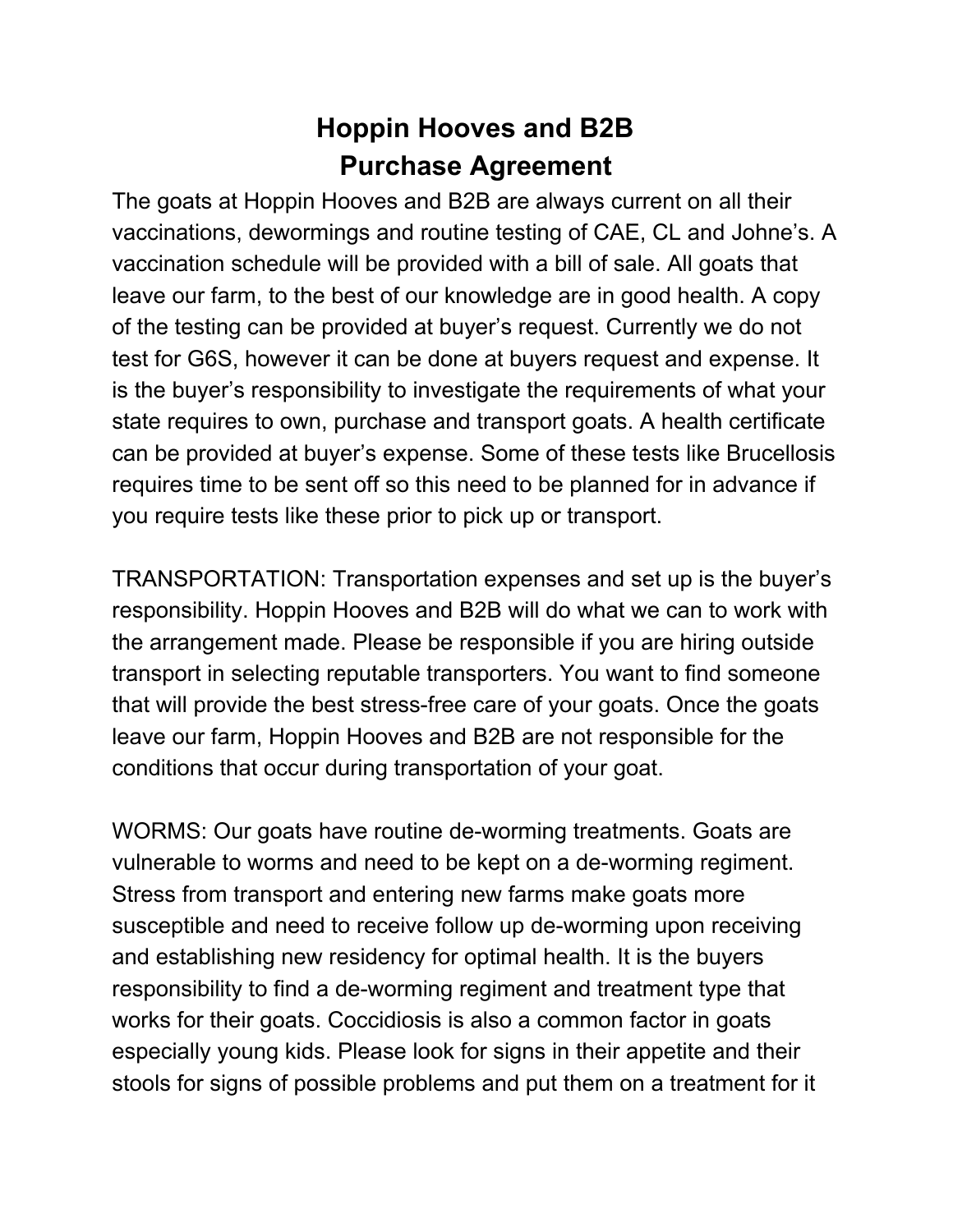# Hoppin Hooves and B2B
# Purchase Agreement

The goats at Hoppin Hooves and B2B are always current on all their vaccinations, dewormings and routine testing of CAE, CL and Johne's. A vaccination schedule will be provided with a bill of sale. All goats that leave our farm, to the best of our knowledge are in good health. A copy of the testing can be provided at buyer's request. Currently we do not test for G6S, however it can be done at buyers request and expense. It is the buyer's responsibility to investigate the requirements of what your state requires to own, purchase and transport goats. A health certificate can be provided at buyer's expense. Some of these tests like Brucellosis requires time to be sent off so this need to be planned for in advance if you require tests like these prior to pick up or transport.

TRANSPORTATION: Transportation expenses and set up is the buyer's responsibility. Hoppin Hooves and B2B will do what we can to work with the arrangement made. Please be responsible if you are hiring outside transport in selecting reputable transporters. You want to find someone that will provide the best stress-free care of your goats. Once the goats leave our farm, Hoppin Hooves and B2B are not responsible for the conditions that occur during transportation of your goat.

WORMS: Our goats have routine de-worming treatments. Goats are vulnerable to worms and need to be kept on a de-worming regiment. Stress from transport and entering new farms make goats more susceptible and need to receive follow up de-worming upon receiving and establishing new residency for optimal health. It is the buyers responsibility to find a de-worming regiment and treatment type that works for their goats. Coccidiosis is also a common factor in goats especially young kids. Please look for signs in their appetite and their stools for signs of possible problems and put them on a treatment for it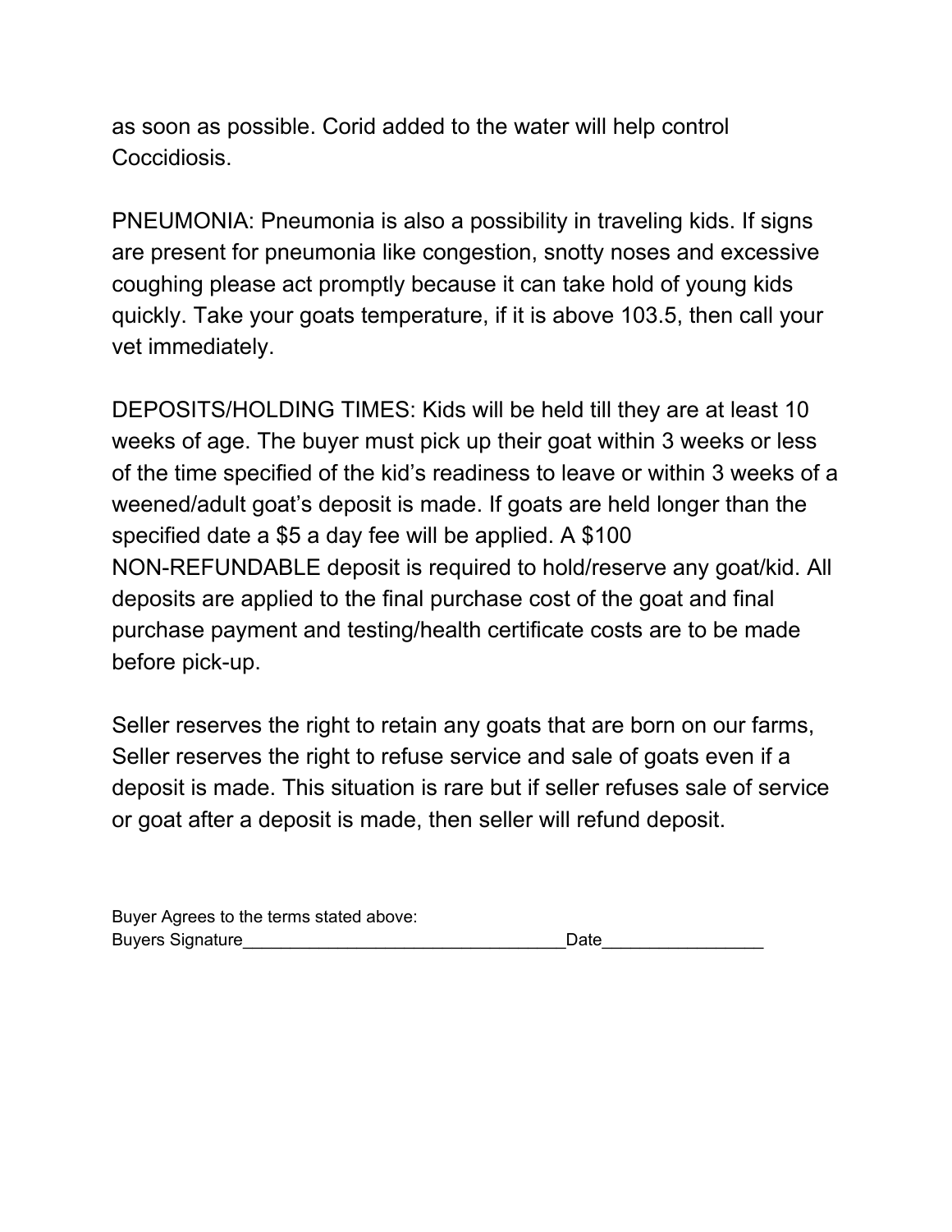as soon as possible. Corid added to the water will help control Coccidiosis.

PNEUMONIA: Pneumonia is also a possibility in traveling kids. If signs are present for pneumonia like congestion, snotty noses and excessive coughing please act promptly because it can take hold of young kids quickly. Take your goats temperature, if it is above 103.5, then call your vet immediately.

DEPOSITS/HOLDING TIMES: Kids will be held till they are at least 10 weeks of age. The buyer must pick up their goat within 3 weeks or less of the time specified of the kid's readiness to leave or within 3 weeks of a weened/adult goat's deposit is made. If goats are held longer than the specified date a $5 a day fee will be applied. A $100 NON-REFUNDABLE deposit is required to hold/reserve any goat/kid. All deposits are applied to the final purchase cost of the goat and final purchase payment and testing/health certificate costs are to be made before pick-up.

Seller reserves the right to retain any goats that are born on our farms, Seller reserves the right to refuse service and sale of goats even if a deposit is made. This situation is rare but if seller refuses sale of service or goat after a deposit is made, then seller will refund deposit.

Buyer Agrees to the terms stated above:
Buyers Signature_________________________________Date________________